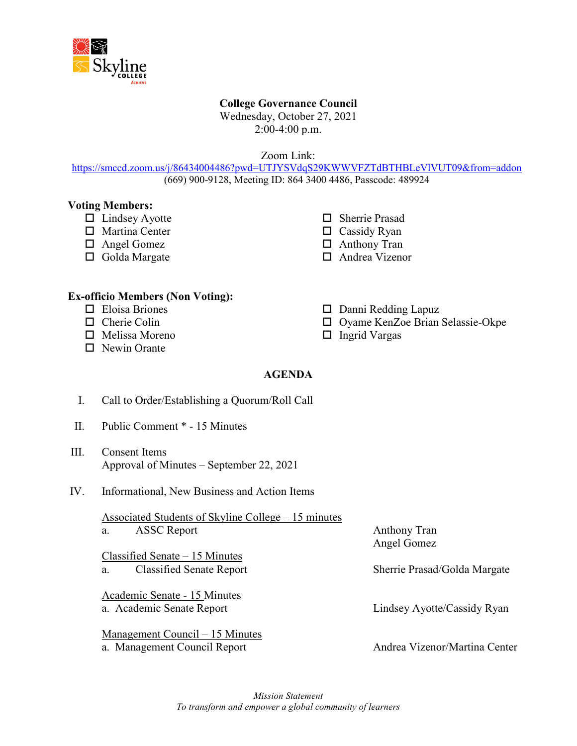**College Governance Council**
Wednesday, October 27, 2021
2:00-4:00 p.m.

Zoom Link:
https://smccd.zoom.us/j/86434004486?pwd=UTJYSVdqS29KWWVFZTdBTHBLeVlVUT09&from=addon
(669) 900-9128, Meeting ID: 864 3400 4486, Passcode: 489924

**Voting Members:**

- ☐ Lindsey Ayotte
- ☐ Martina Center
- ☐ Angel Gomez
- ☐ Golda Margate
- ☐ Sherrie Prasad
- ☐ Cassidy Ryan
- ☐ Anthony Tran
- ☐ Andrea Vizenor

**Ex-officio Members (Non Voting):**

- ☐ Eloisa Briones
- ☐ Cherie Colin
- ☐ Melissa Moreno
- ☐ Newin Orante
- ☐ Danni Redding Lapuz
- ☐ Oyame KenZoe Brian Selassie-Okpe
- ☐ Ingrid Vargas

## AGENDA

I. Call to Order/Establishing a Quorum/Roll Call

II. Public Comment * - 15 Minutes

III. Consent Items
Approval of Minutes – September 22, 2021

IV. Informational, New Business and Action Items

<u>Associated Students of Skyline College – 15 minutes</u>
a. ASSC Report — Anthony Tran, Angel Gomez

<u>Classified Senate – 15 Minutes</u>
a. Classified Senate Report — Sherrie Prasad/Golda Margate

<u>Academic Senate - 15 Minutes</u>
a. Academic Senate Report — Lindsey Ayotte/Cassidy Ryan

<u>Management Council – 15 Minutes</u>
a. Management Council Report — Andrea Vizenor/Martina Center

*Mission Statement*
*To transform and empower a global community of learners*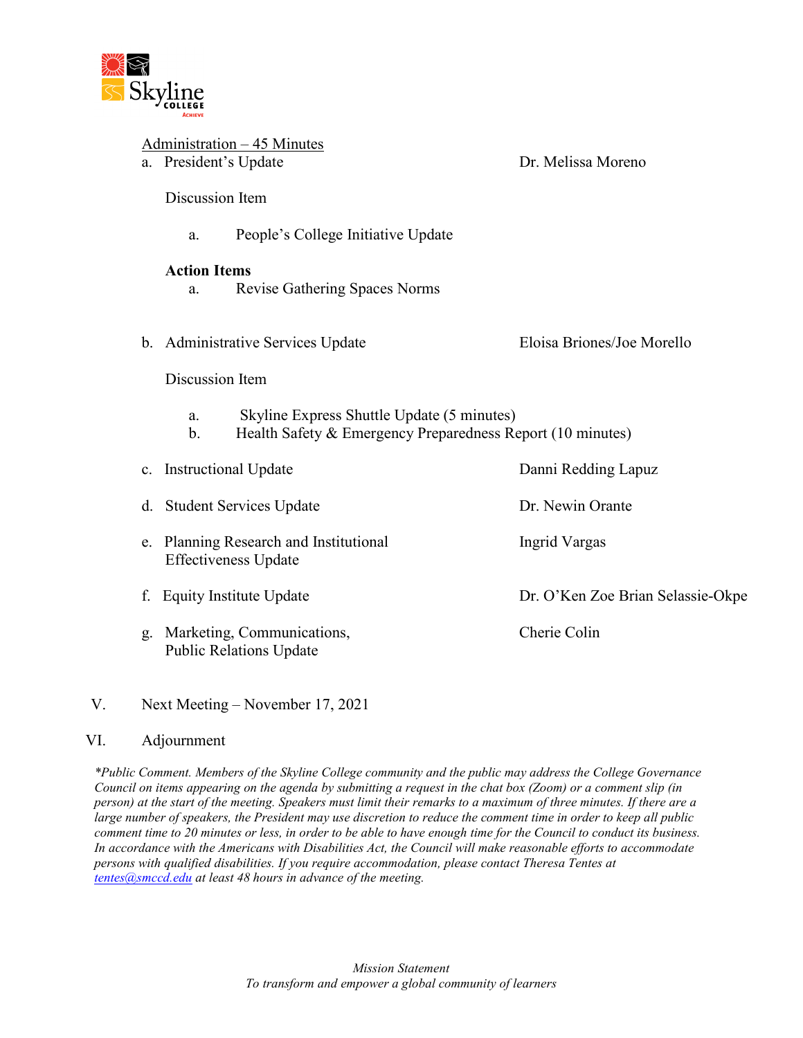Administration – 45 Minutes

a. President's Update — Dr. Melissa Moreno

Discussion Item

a. People's College Initiative Update

**Action Items**

a. Revise Gathering Spaces Norms

b. Administrative Services Update — Eloisa Briones/Joe Morello

Discussion Item

a. Skyline Express Shuttle Update (5 minutes)
b. Health Safety & Emergency Preparedness Report (10 minutes)

c. Instructional Update — Danni Redding Lapuz

d. Student Services Update — Dr. Newin Orante

e. Planning Research and Institutional Effectiveness Update — Ingrid Vargas

f. Equity Institute Update — Dr. O'Ken Zoe Brian Selassie-Okpe

g. Marketing, Communications, Public Relations Update — Cherie Colin

V. Next Meeting – November 17, 2021

VI. Adjournment

*\*Public Comment. Members of the Skyline College community and the public may address the College Governance Council on items appearing on the agenda by submitting a request in the chat box (Zoom) or a comment slip (in person) at the start of the meeting. Speakers must limit their remarks to a maximum of three minutes. If there are a large number of speakers, the President may use discretion to reduce the comment time in order to keep all public comment time to 20 minutes or less, in order to be able to have enough time for the Council to conduct its business. In accordance with the Americans with Disabilities Act, the Council will make reasonable efforts to accommodate persons with qualified disabilities. If you require accommodation, please contact Theresa Tentes at tentes@smccd.edu at least 48 hours in advance of the meeting.*

*Mission Statement*
*To transform and empower a global community of learners*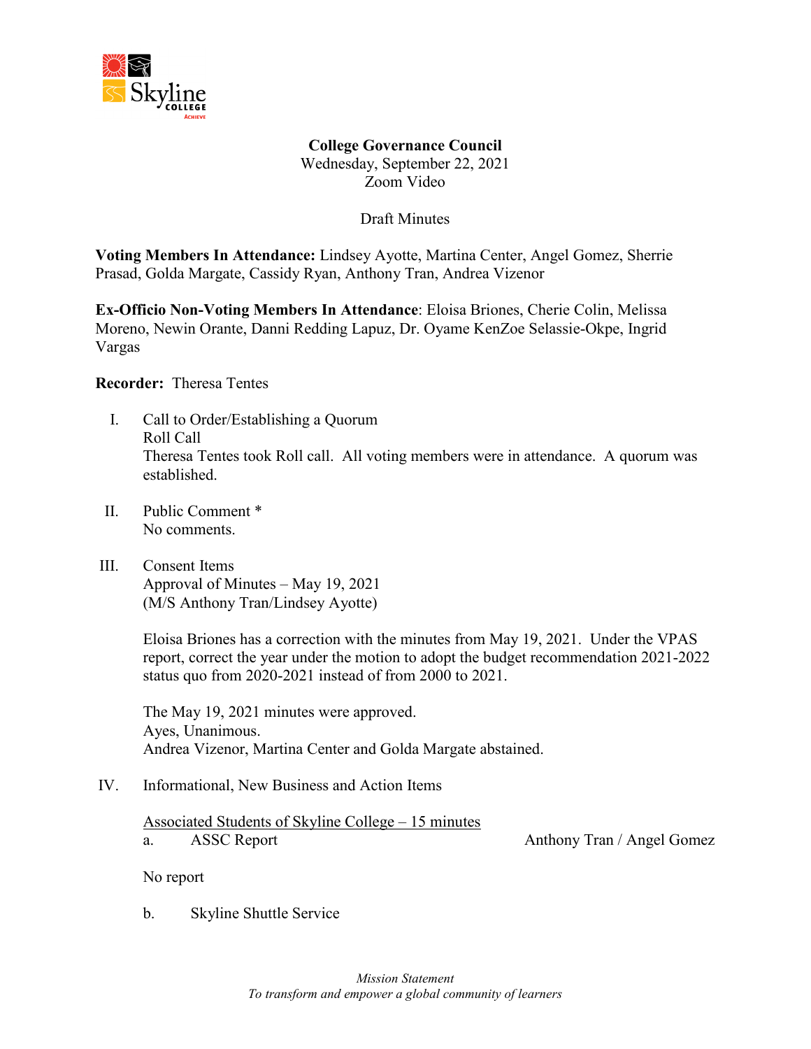**College Governance Council**
Wednesday, September 22, 2021
Zoom Video

Draft Minutes

**Voting Members In Attendance:** Lindsey Ayotte, Martina Center, Angel Gomez, Sherrie Prasad, Golda Margate, Cassidy Ryan, Anthony Tran, Andrea Vizenor

**Ex-Officio Non-Voting Members In Attendance**: Eloisa Briones, Cherie Colin, Melissa Moreno, Newin Orante, Danni Redding Lapuz, Dr. Oyame KenZoe Selassie-Okpe, Ingrid Vargas

**Recorder:** Theresa Tentes

I. Call to Order/Establishing a Quorum
Roll Call
Theresa Tentes took Roll call. All voting members were in attendance. A quorum was established.

II. Public Comment *
No comments.

III. Consent Items
Approval of Minutes – May 19, 2021
(M/S Anthony Tran/Lindsey Ayotte)

Eloisa Briones has a correction with the minutes from May 19, 2021. Under the VPAS report, correct the year under the motion to adopt the budget recommendation 2021-2022 status quo from 2020-2021 instead of from 2000 to 2021.

The May 19, 2021 minutes were approved.
Ayes, Unanimous.
Andrea Vizenor, Martina Center and Golda Margate abstained.

IV. Informational, New Business and Action Items

<u>Associated Students of Skyline College – 15 minutes</u>

a. ASSC Report — Anthony Tran / Angel Gomez

No report

b. Skyline Shuttle Service

*Mission Statement*
*To transform and empower a global community of learners*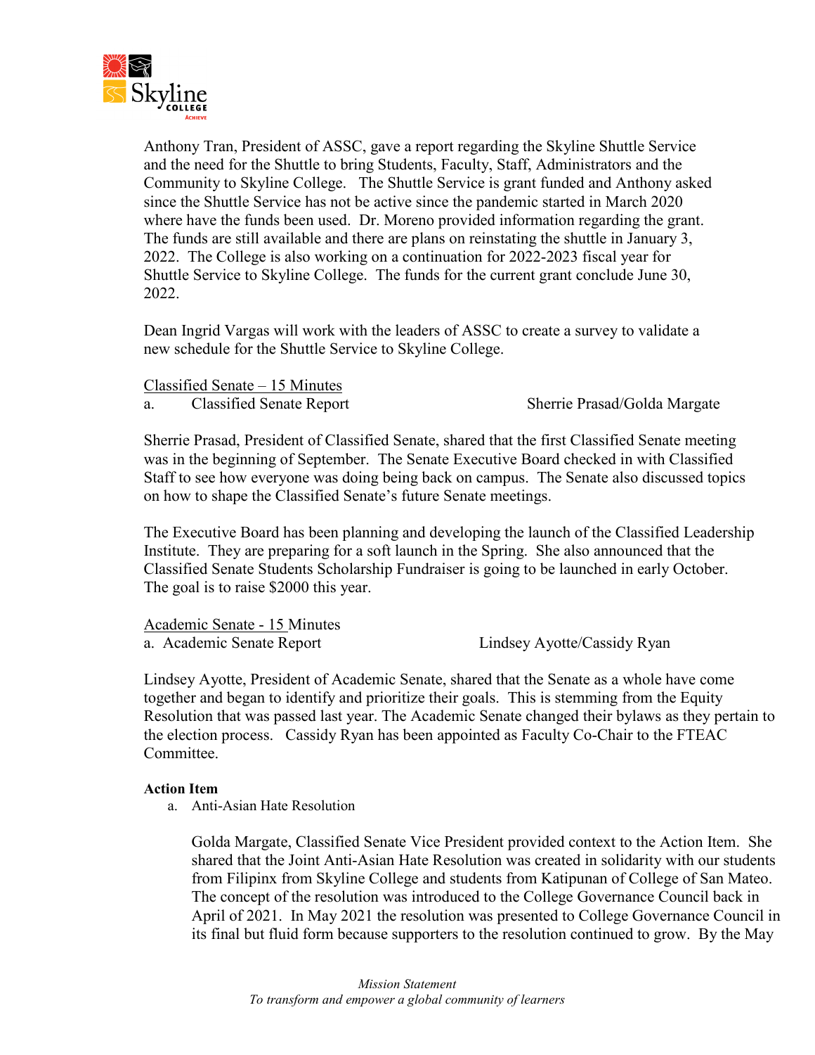Anthony Tran, President of ASSC, gave a report regarding the Skyline Shuttle Service and the need for the Shuttle to bring Students, Faculty, Staff, Administrators and the Community to Skyline College. The Shuttle Service is grant funded and Anthony asked since the Shuttle Service has not be active since the pandemic started in March 2020 where have the funds been used. Dr. Moreno provided information regarding the grant. The funds are still available and there are plans on reinstating the shuttle in January 3, 2022. The College is also working on a continuation for 2022-2023 fiscal year for Shuttle Service to Skyline College. The funds for the current grant conclude June 30, 2022.

Dean Ingrid Vargas will work with the leaders of ASSC to create a survey to validate a new schedule for the Shuttle Service to Skyline College.

Classified Senate – 15 Minutes

a. Classified Senate Report — Sherrie Prasad/Golda Margate

Sherrie Prasad, President of Classified Senate, shared that the first Classified Senate meeting was in the beginning of September. The Senate Executive Board checked in with Classified Staff to see how everyone was doing being back on campus. The Senate also discussed topics on how to shape the Classified Senate's future Senate meetings.

The Executive Board has been planning and developing the launch of the Classified Leadership Institute. They are preparing for a soft launch in the Spring. She also announced that the Classified Senate Students Scholarship Fundraiser is going to be launched in early October. The goal is to raise $2000 this year.

Academic Senate - 15 Minutes

a. Academic Senate Report — Lindsey Ayotte/Cassidy Ryan

Lindsey Ayotte, President of Academic Senate, shared that the Senate as a whole have come together and began to identify and prioritize their goals. This is stemming from the Equity Resolution that was passed last year. The Academic Senate changed their bylaws as they pertain to the election process. Cassidy Ryan has been appointed as Faculty Co-Chair to the FTEAC Committee.

**Action Item**

a. Anti-Asian Hate Resolution

Golda Margate, Classified Senate Vice President provided context to the Action Item. She shared that the Joint Anti-Asian Hate Resolution was created in solidarity with our students from Filipinx from Skyline College and students from Katipunan of College of San Mateo. The concept of the resolution was introduced to the College Governance Council back in April of 2021. In May 2021 the resolution was presented to College Governance Council in its final but fluid form because supporters to the resolution continued to grow. By the May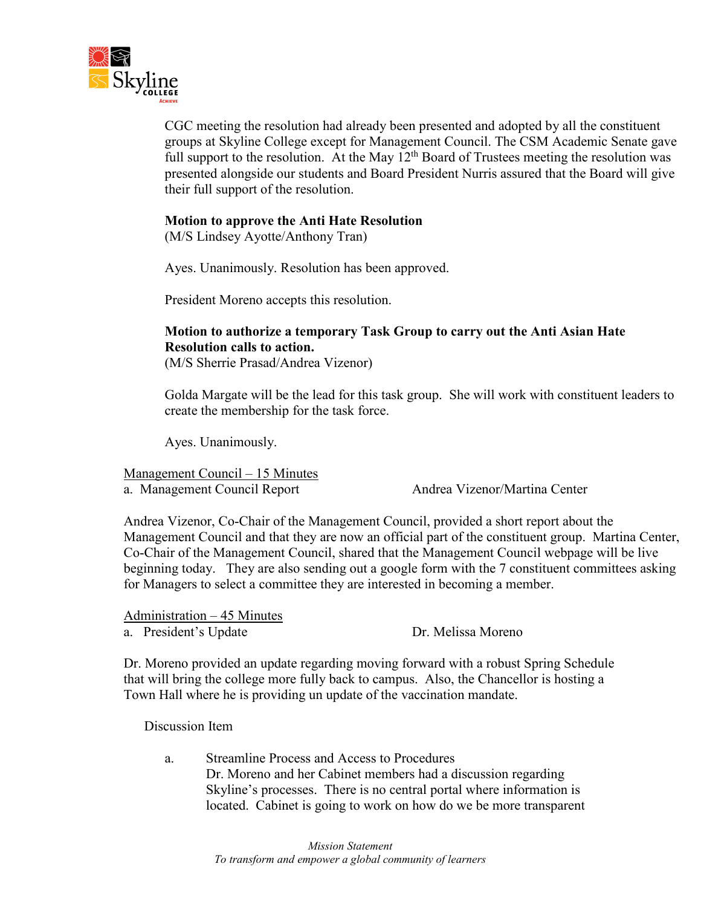CGC meeting the resolution had already been presented and adopted by all the constituent groups at Skyline College except for Management Council. The CSM Academic Senate gave full support to the resolution. At the May 12th Board of Trustees meeting the resolution was presented alongside our students and Board President Nurris assured that the Board will give their full support of the resolution.

**Motion to approve the Anti Hate Resolution**
(M/S Lindsey Ayotte/Anthony Tran)

Ayes. Unanimously. Resolution has been approved.

President Moreno accepts this resolution.

**Motion to authorize a temporary Task Group to carry out the Anti Asian Hate Resolution calls to action.**
(M/S Sherrie Prasad/Andrea Vizenor)

Golda Margate will be the lead for this task group. She will work with constituent leaders to create the membership for the task force.

Ayes. Unanimously.

<u>Management Council – 15 Minutes</u>

a. Management Council Report — Andrea Vizenor/Martina Center

Andrea Vizenor, Co-Chair of the Management Council, provided a short report about the Management Council and that they are now an official part of the constituent group. Martina Center, Co-Chair of the Management Council, shared that the Management Council webpage will be live beginning today. They are also sending out a google form with the 7 constituent committees asking for Managers to select a committee they are interested in becoming a member.

<u>Administration – 45 Minutes</u>

a. President's Update — Dr. Melissa Moreno

Dr. Moreno provided an update regarding moving forward with a robust Spring Schedule that will bring the college more fully back to campus. Also, the Chancellor is hosting a Town Hall where he is providing un update of the vaccination mandate.

Discussion Item

a. Streamline Process and Access to Procedures
Dr. Moreno and her Cabinet members had a discussion regarding Skyline's processes. There is no central portal where information is located. Cabinet is going to work on how do we be more transparent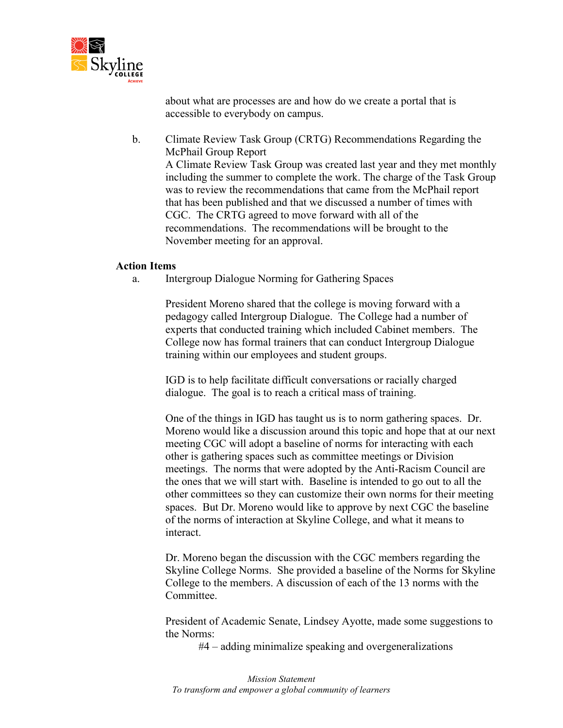about what are processes are and how do we create a portal that is accessible to everybody on campus.

b. Climate Review Task Group (CRTG) Recommendations Regarding the McPhail Group Report

A Climate Review Task Group was created last year and they met monthly including the summer to complete the work. The charge of the Task Group was to review the recommendations that came from the McPhail report that has been published and that we discussed a number of times with CGC. The CRTG agreed to move forward with all of the recommendations. The recommendations will be brought to the November meeting for an approval.

**Action Items**

a. Intergroup Dialogue Norming for Gathering Spaces

President Moreno shared that the college is moving forward with a pedagogy called Intergroup Dialogue. The College had a number of experts that conducted training which included Cabinet members. The College now has formal trainers that can conduct Intergroup Dialogue training within our employees and student groups.

IGD is to help facilitate difficult conversations or racially charged dialogue. The goal is to reach a critical mass of training.

One of the things in IGD has taught us is to norm gathering spaces. Dr. Moreno would like a discussion around this topic and hope that at our next meeting CGC will adopt a baseline of norms for interacting with each other is gathering spaces such as committee meetings or Division meetings. The norms that were adopted by the Anti-Racism Council are the ones that we will start with. Baseline is intended to go out to all the other committees so they can customize their own norms for their meeting spaces. But Dr. Moreno would like to approve by next CGC the baseline of the norms of interaction at Skyline College, and what it means to interact.

Dr. Moreno began the discussion with the CGC members regarding the Skyline College Norms. She provided a baseline of the Norms for Skyline College to the members. A discussion of each of the 13 norms with the Committee.

President of Academic Senate, Lindsey Ayotte, made some suggestions to the Norms:

#4 – adding minimalize speaking and overgeneralizations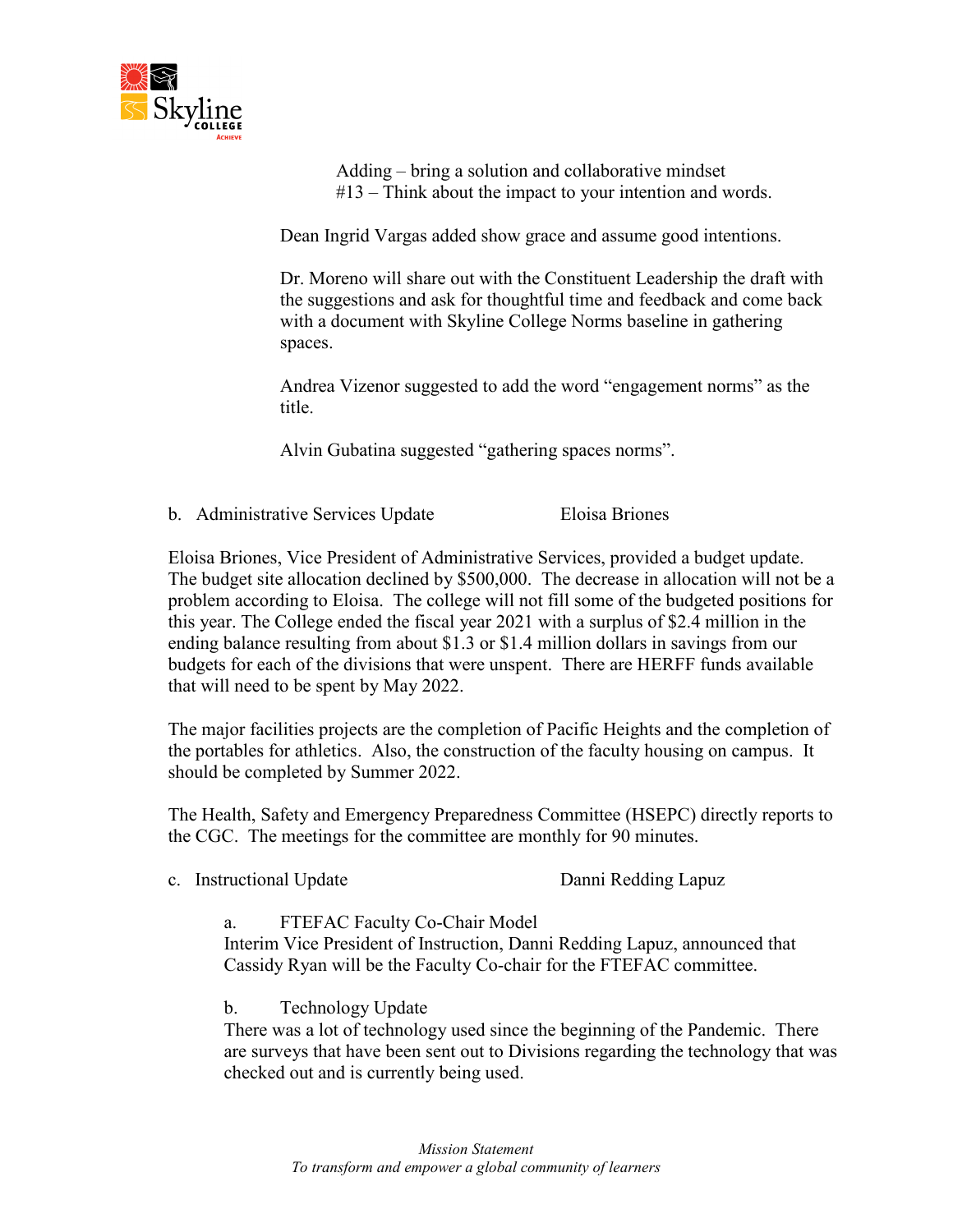Adding – bring a solution and collaborative mindset
#13 – Think about the impact to your intention and words.

Dean Ingrid Vargas added show grace and assume good intentions.

Dr. Moreno will share out with the Constituent Leadership the draft with the suggestions and ask for thoughtful time and feedback and come back with a document with Skyline College Norms baseline in gathering spaces.

Andrea Vizenor suggested to add the word "engagement norms" as the title.

Alvin Gubatina suggested "gathering spaces norms".

b. Administrative Services Update — Eloisa Briones

Eloisa Briones, Vice President of Administrative Services, provided a budget update. The budget site allocation declined by $500,000. The decrease in allocation will not be a problem according to Eloisa. The college will not fill some of the budgeted positions for this year. The College ended the fiscal year 2021 with a surplus of $2.4 million in the ending balance resulting from about $1.3 or $1.4 million dollars in savings from our budgets for each of the divisions that were unspent. There are HERFF funds available that will need to be spent by May 2022.

The major facilities projects are the completion of Pacific Heights and the completion of the portables for athletics. Also, the construction of the faculty housing on campus. It should be completed by Summer 2022.

The Health, Safety and Emergency Preparedness Committee (HSEPC) directly reports to the CGC. The meetings for the committee are monthly for 90 minutes.

c. Instructional Update — Danni Redding Lapuz

a. FTEFAC Faculty Co-Chair Model
Interim Vice President of Instruction, Danni Redding Lapuz, announced that Cassidy Ryan will be the Faculty Co-chair for the FTEFAC committee.

b. Technology Update
There was a lot of technology used since the beginning of the Pandemic. There are surveys that have been sent out to Divisions regarding the technology that was checked out and is currently being used.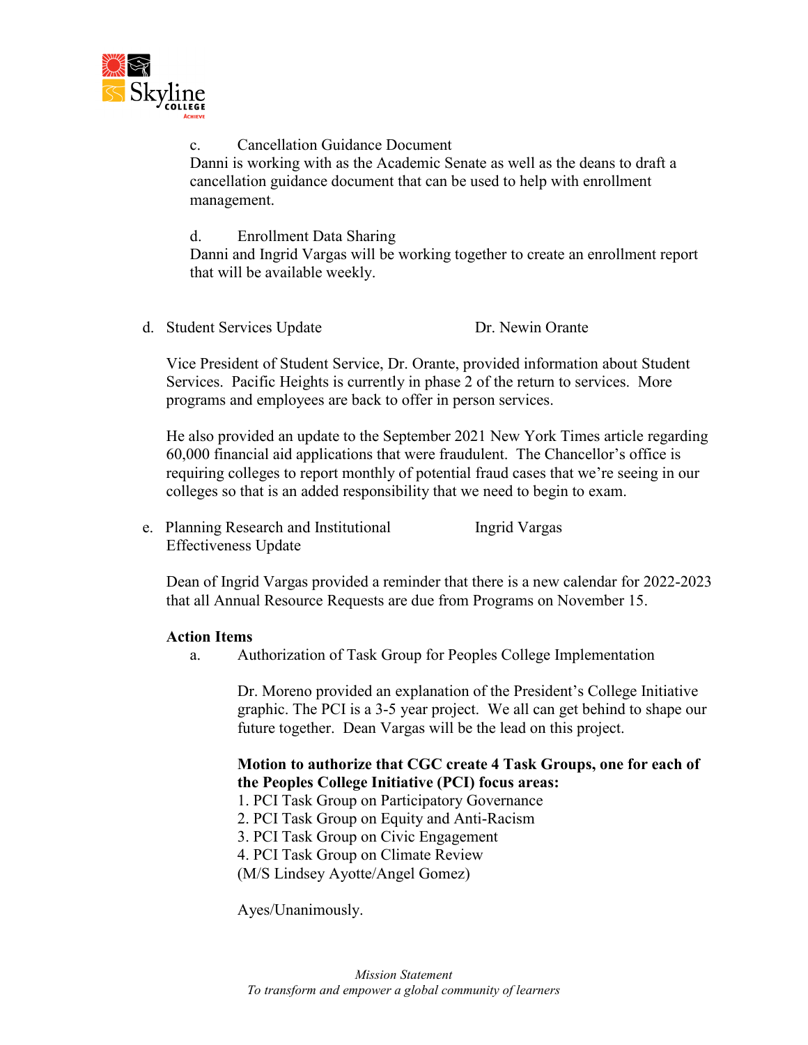c. Cancellation Guidance Document

Danni is working with as the Academic Senate as well as the deans to draft a cancellation guidance document that can be used to help with enrollment management.

d. Enrollment Data Sharing

Danni and Ingrid Vargas will be working together to create an enrollment report that will be available weekly.

d. Student Services Update — Dr. Newin Orante

Vice President of Student Service, Dr. Orante, provided information about Student Services. Pacific Heights is currently in phase 2 of the return to services. More programs and employees are back to offer in person services.

He also provided an update to the September 2021 New York Times article regarding 60,000 financial aid applications that were fraudulent. The Chancellor's office is requiring colleges to report monthly of potential fraud cases that we're seeing in our colleges so that is an added responsibility that we need to begin to exam.

e. Planning Research and Institutional Effectiveness Update — Ingrid Vargas

Dean of Ingrid Vargas provided a reminder that there is a new calendar for 2022-2023 that all Annual Resource Requests are due from Programs on November 15.

**Action Items**

a. Authorization of Task Group for Peoples College Implementation

Dr. Moreno provided an explanation of the President's College Initiative graphic. The PCI is a 3-5 year project. We all can get behind to shape our future together. Dean Vargas will be the lead on this project.

**Motion to authorize that CGC create 4 Task Groups, one for each of the Peoples College Initiative (PCI) focus areas:**

1. PCI Task Group on Participatory Governance
2. PCI Task Group on Equity and Anti-Racism
3. PCI Task Group on Civic Engagement
4. PCI Task Group on Climate Review

(M/S Lindsey Ayotte/Angel Gomez)

Ayes/Unanimously.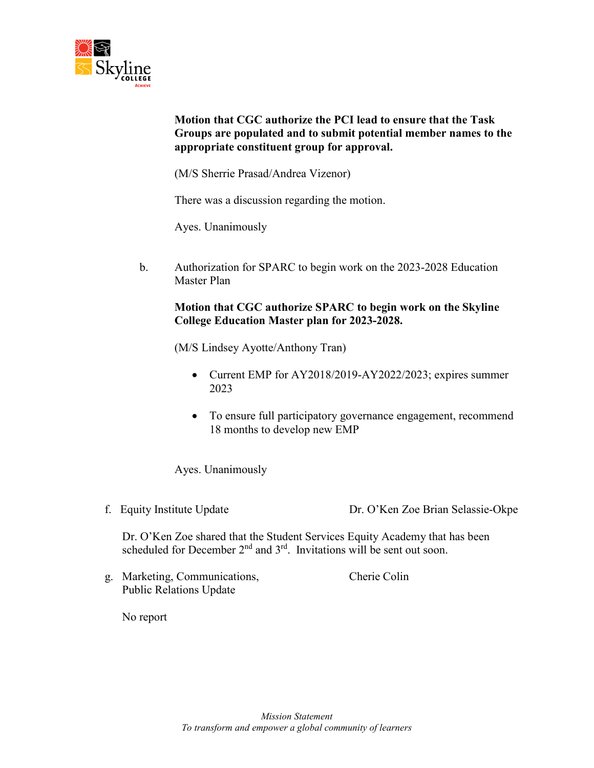**Motion that CGC authorize the PCI lead to ensure that the Task Groups are populated and to submit potential member names to the appropriate constituent group for approval.**

(M/S Sherrie Prasad/Andrea Vizenor)

There was a discussion regarding the motion.

Ayes. Unanimously

b. Authorization for SPARC to begin work on the 2023-2028 Education Master Plan

**Motion that CGC authorize SPARC to begin work on the Skyline College Education Master plan for 2023-2028.**

(M/S Lindsey Ayotte/Anthony Tran)

- Current EMP for AY2018/2019-AY2022/2023; expires summer 2023
- To ensure full participatory governance engagement, recommend 18 months to develop new EMP

Ayes. Unanimously

f. Equity Institute Update — Dr. O'Ken Zoe Brian Selassie-Okpe

Dr. O'Ken Zoe shared that the Student Services Equity Academy that has been scheduled for December 2nd and 3rd. Invitations will be sent out soon.

g. Marketing, Communications, Public Relations Update — Cherie Colin

No report

*Mission Statement*
*To transform and empower a global community of learners*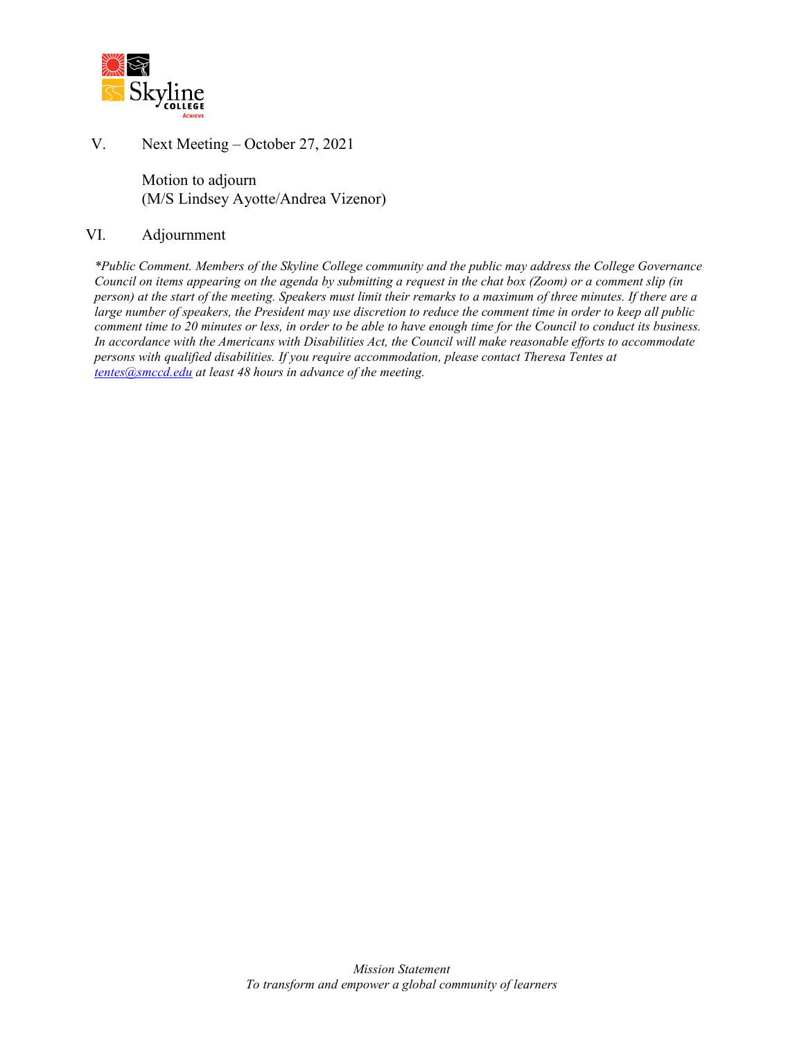V. Next Meeting – October 27, 2021

Motion to adjourn
(M/S Lindsey Ayotte/Andrea Vizenor)

VI. Adjournment

**Public Comment. Members of the Skyline College community and the public may address the College Governance Council on items appearing on the agenda by submitting a request in the chat box (Zoom) or a comment slip (in person) at the start of the meeting. Speakers must limit their remarks to a maximum of three minutes. If there are a large number of speakers, the President may use discretion to reduce the comment time in order to keep all public comment time to 20 minutes or less, in order to be able to have enough time for the Council to conduct its business. In accordance with the Americans with Disabilities Act, the Council will make reasonable efforts to accommodate persons with qualified disabilities. If you require accommodation, please contact Theresa Tentes at tentes@smccd.edu at least 48 hours in advance of the meeting.*

*Mission Statement*
*To transform and empower a global community of learners*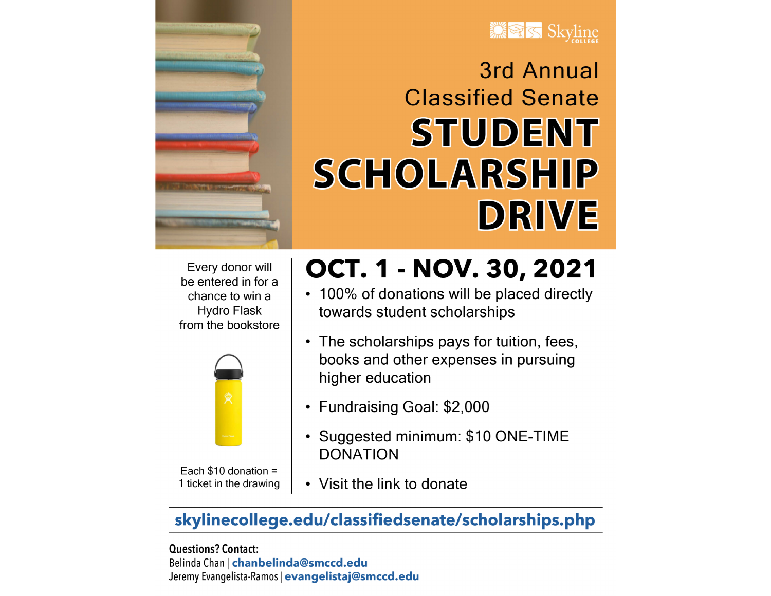Skyline College

# 3rd Annual Classified Senate STUDENT SCHOLARSHIP DRIVE

Every donor will be entered in for a chance to win a Hydro Flask from the bookstore

Each $10 donation = 1 ticket in the drawing

## OCT. 1 - NOV. 30, 2021

- 100% of donations will be placed directly towards student scholarships
- The scholarships pays for tuition, fees, books and other expenses in pursuing higher education
- Fundraising Goal: $2,000
- Suggested minimum: $10 ONE-TIME DONATION
- Visit the link to donate

**skylinecollege.edu/classifiedsenate/scholarships.php**

**Questions? Contact:**
Belinda Chan | **chanbelinda@smccd.edu**
Jeremy Evangelista-Ramos | **evangelistaj@smccd.edu**